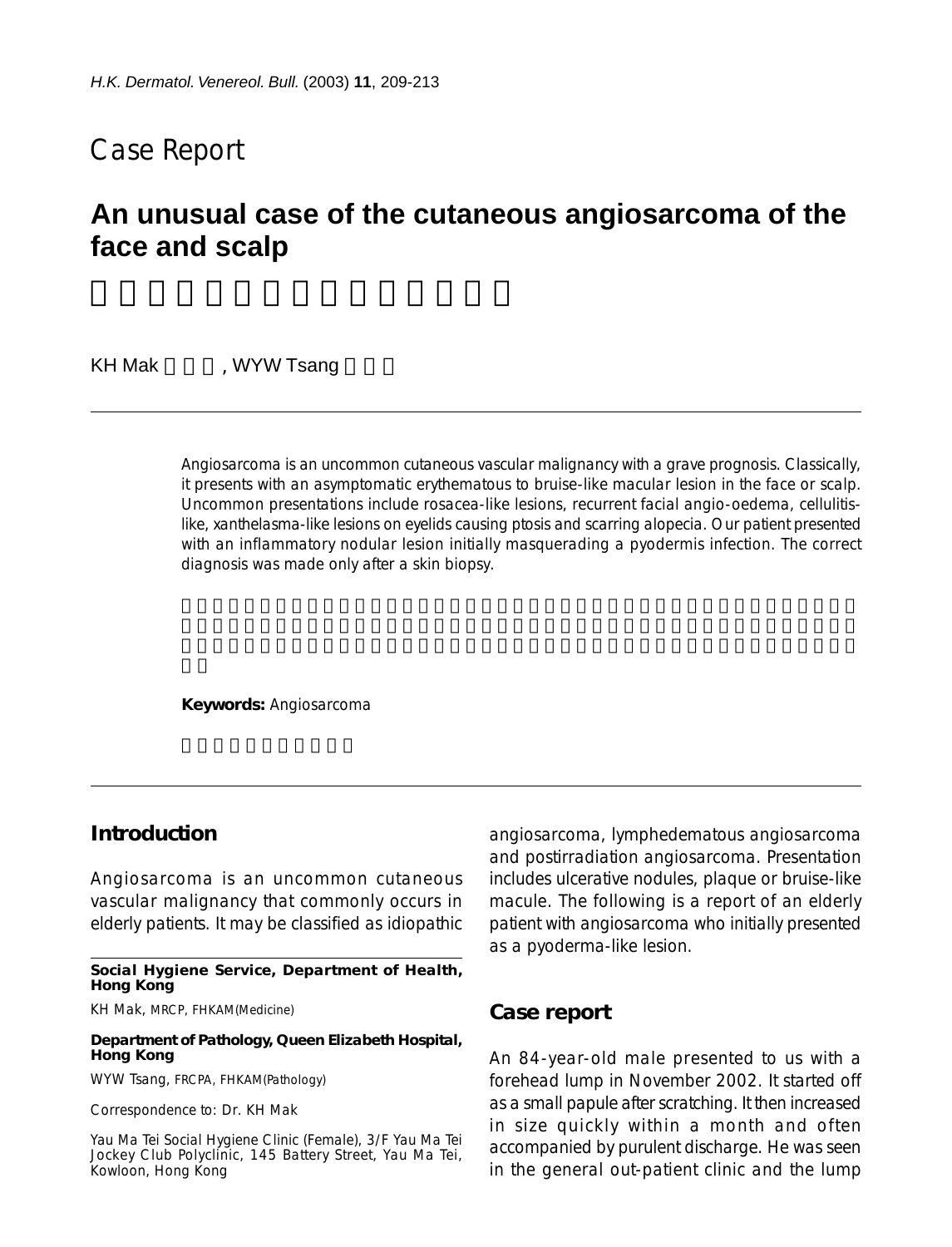# Case Report

## An unusual case of the cutaneous angiosarcoma of the face and scalp

KH Mak, WYW Tsang

Angiosarcoma is an uncommon cutaneous vascular malignancy with a grave prognosis. Classically, it presents with an asymptomatic erythematous to bruise-like macular lesion in the face or scalp. Uncommon presentations include rosacea-like lesions, recurrent facial angio-oedema, cellulitis-like, xanthelasma-like lesions on eyelids causing ptosis and scarring alopecia. Our patient presented with an inflammatory nodular lesion initially masquerading a pyodermis infection. The correct diagnosis was made only after a skin biopsy.

**Keywords:** Angiosarcoma

## Introduction

Angiosarcoma is an uncommon cutaneous vascular malignancy that commonly occurs in elderly patients. It may be classified as idiopathic angiosarcoma, lymphedematous angiosarcoma and postirradiation angiosarcoma. Presentation includes ulcerative nodules, plaque or bruise-like macule. The following is a report of an elderly patient with angiosarcoma who initially presented as a pyoderma-like lesion.

## Case report

An 84-year-old male presented to us with a forehead lump in November 2002. It started off as a small papule after scratching. It then increased in size quickly within a month and often accompanied by purulent discharge. He was seen in the general out-patient clinic and the lump

**Social Hygiene Service, Department of Health, Hong Kong**

KH Mak, MRCP, FHKAM(Medicine)

**Department of Pathology, Queen Elizabeth Hospital, Hong Kong**

WYW Tsang, FRCPA, FHKAM(Pathology)

Correspondence to: Dr. KH Mak

Yau Ma Tei Social Hygiene Clinic (Female), 3/F Yau Ma Tei Jockey Club Polyclinic, 145 Battery Street, Yau Ma Tei, Kowloon, Hong Kong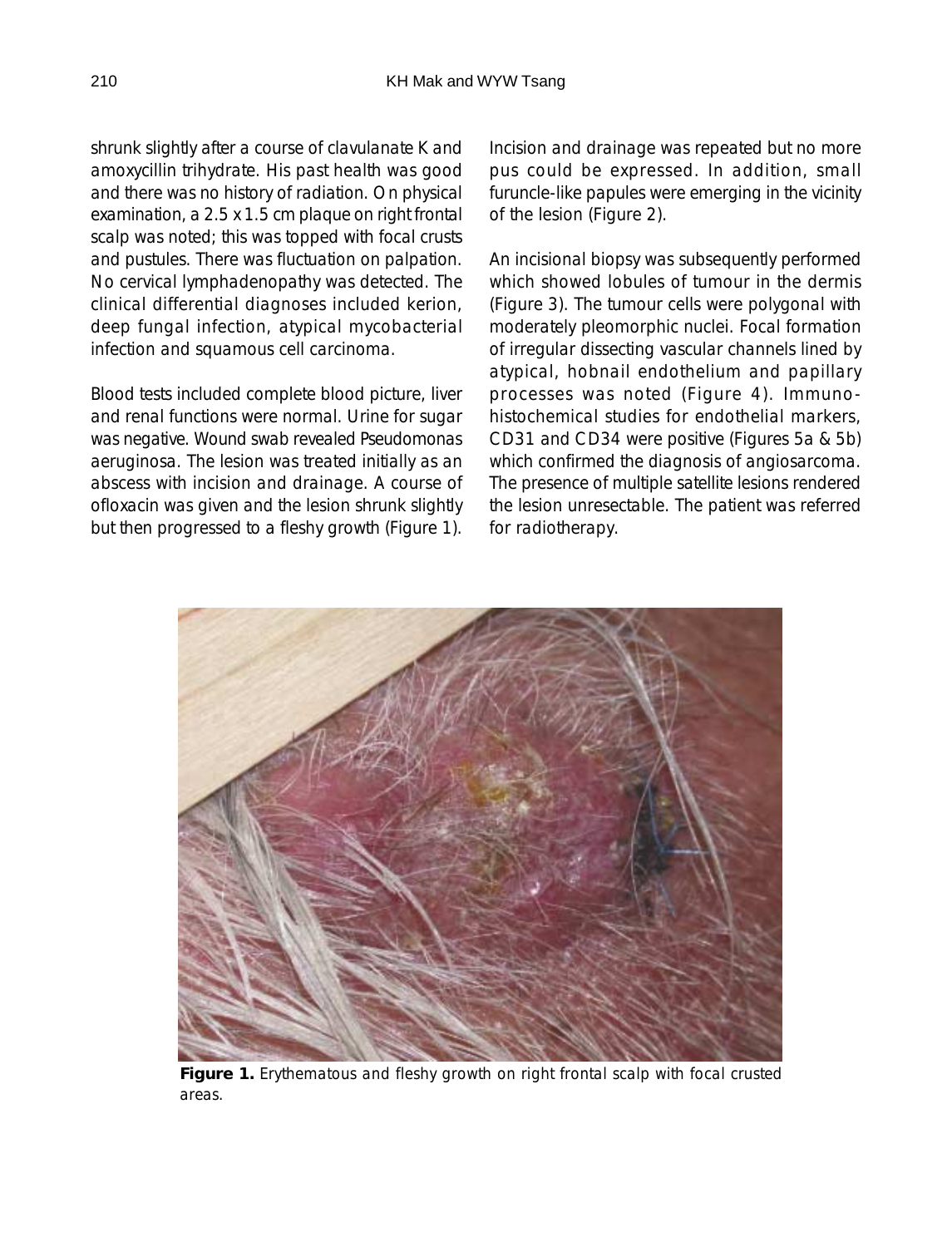shrunk slightly after a course of clavulanate K and amoxycillin trihydrate. His past health was good and there was no history of radiation. On physical examination, a 2.5 x 1.5 cm plaque on right frontal scalp was noted; this was topped with focal crusts and pustules. There was fluctuation on palpation. No cervical lymphadenopathy was detected. The clinical differential diagnoses included kerion, deep fungal infection, atypical mycobacterial infection and squamous cell carcinoma.

Blood tests included complete blood picture, liver and renal functions were normal. Urine for sugar was negative. Wound swab revealed *Pseudomonas aeruginosa*. The lesion was treated initially as an abscess with incision and drainage. A course of ofloxacin was given and the lesion shrunk slightly but then progressed to a fleshy growth (Figure 1). Incision and drainage was repeated but no more pus could be expressed. In addition, small furuncle-like papules were emerging in the vicinity of the lesion (Figure 2).

An incisional biopsy was subsequently performed which showed lobules of tumour in the dermis (Figure 3). The tumour cells were polygonal with moderately pleomorphic nuclei. Focal formation of irregular dissecting vascular channels lined by atypical, hobnail endothelium and papillary processes was noted (Figure 4). Immunohistochemical studies for endothelial markers, CD31 and CD34 were positive (Figures 5a & 5b) which confirmed the diagnosis of angiosarcoma. The presence of multiple satellite lesions rendered the lesion unresectable. The patient was referred for radiotherapy.

**Figure 1.** Erythematous and fleshy growth on right frontal scalp with focal crusted areas.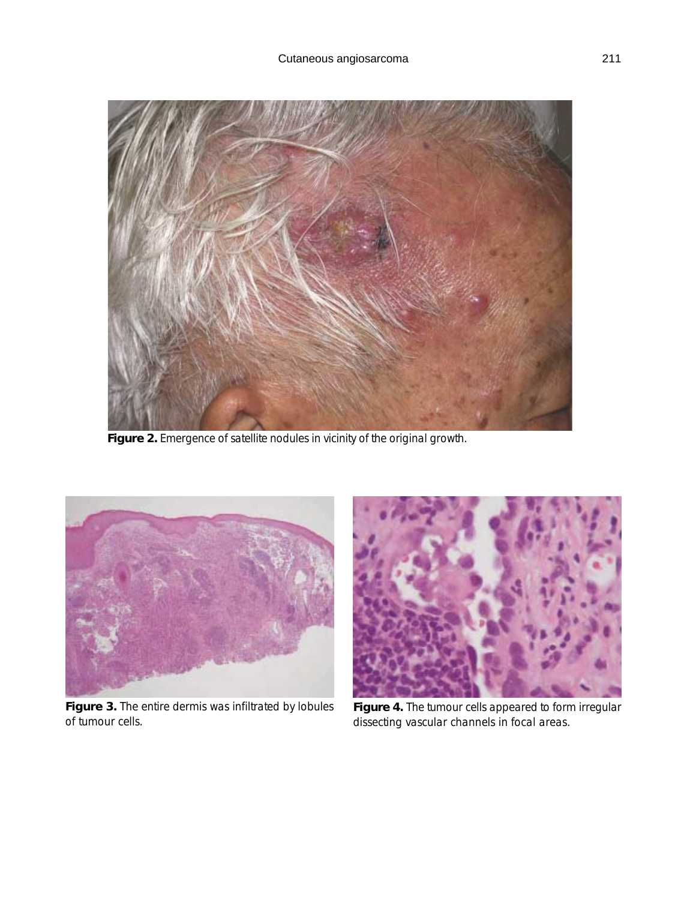**Figure 2.** Emergence of satellite nodules in vicinity of the original growth.

**Figure 3.** The entire dermis was infiltrated by lobules of tumour cells.

**Figure 4.** The tumour cells appeared to form irregular dissecting vascular channels in focal areas.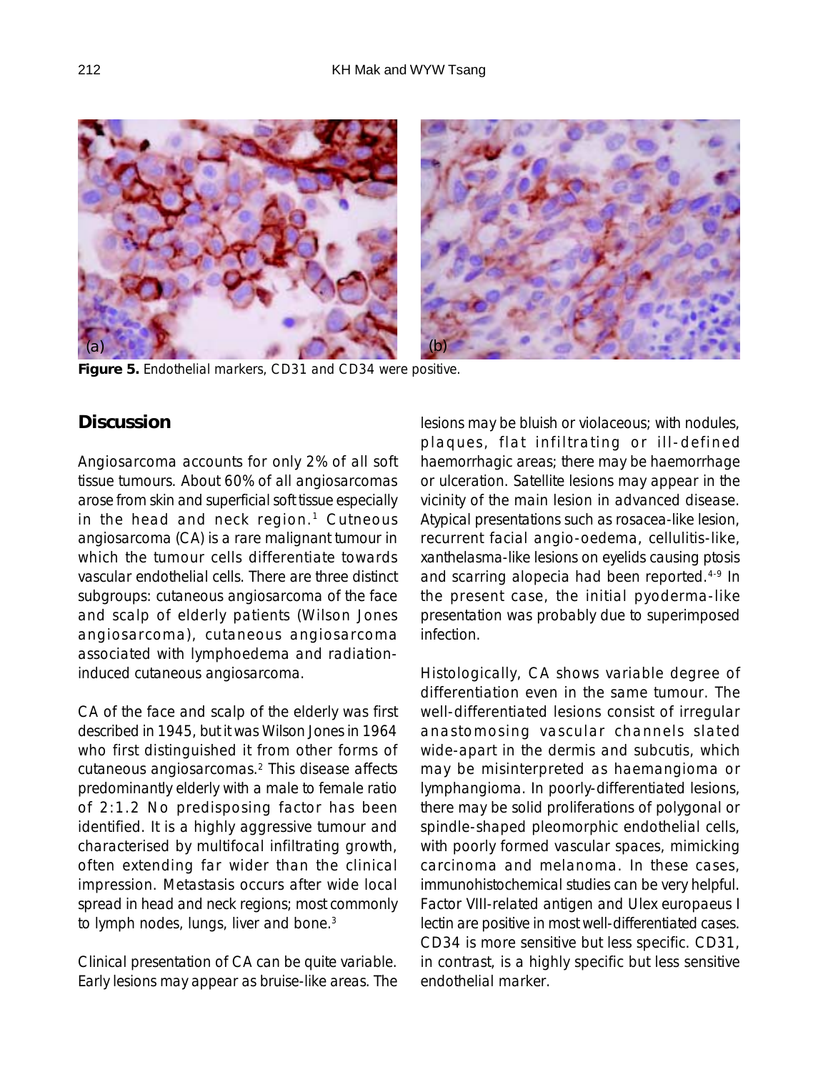**Figure 5.** Endothelial markers, CD31 and CD34 were positive.

## Discussion

Angiosarcoma accounts for only 2% of all soft tissue tumours. About 60% of all angiosarcomas arose from skin and superficial soft tissue especially in the head and neck region.[1] Cutneous angiosarcoma (CA) is a rare malignant tumour in which the tumour cells differentiate towards vascular endothelial cells. There are three distinct subgroups: cutaneous angiosarcoma of the face and scalp of elderly patients (Wilson Jones angiosarcoma), cutaneous angiosarcoma associated with lymphoedema and radiation-induced cutaneous angiosarcoma.

CA of the face and scalp of the elderly was first described in 1945, but it was Wilson Jones in 1964 who first distinguished it from other forms of cutaneous angiosarcomas.[2] This disease affects predominantly elderly with a male to female ratio of 2:1.2 No predisposing factor has been identified. It is a highly aggressive tumour and characterised by multifocal infiltrating growth, often extending far wider than the clinical impression. Metastasis occurs after wide local spread in head and neck regions; most commonly to lymph nodes, lungs, liver and bone.[3]

Clinical presentation of CA can be quite variable. Early lesions may appear as bruise-like areas. The lesions may be bluish or violaceous; with nodules, plaques, flat infiltrating or ill-defined haemorrhagic areas; there may be haemorrhage or ulceration. Satellite lesions may appear in the vicinity of the main lesion in advanced disease. Atypical presentations such as rosacea-like lesion, recurrent facial angio-oedema, cellulitis-like, xanthelasma-like lesions on eyelids causing ptosis and scarring alopecia had been reported.[4-9] In the present case, the initial pyoderma-like presentation was probably due to superimposed infection.

Histologically, CA shows variable degree of differentiation even in the same tumour. The well-differentiated lesions consist of irregular anastomosing vascular channels slated wide-apart in the dermis and subcutis, which may be misinterpreted as haemangioma or lymphangioma. In poorly-differentiated lesions, there may be solid proliferations of polygonal or spindle-shaped pleomorphic endothelial cells, with poorly formed vascular spaces, mimicking carcinoma and melanoma. In these cases, immunohistochemical studies can be very helpful. Factor VIII-related antigen and Ulex europaeus I lectin are positive in most well-differentiated cases. CD34 is more sensitive but less specific. CD31, in contrast, is a highly specific but less sensitive endothelial marker.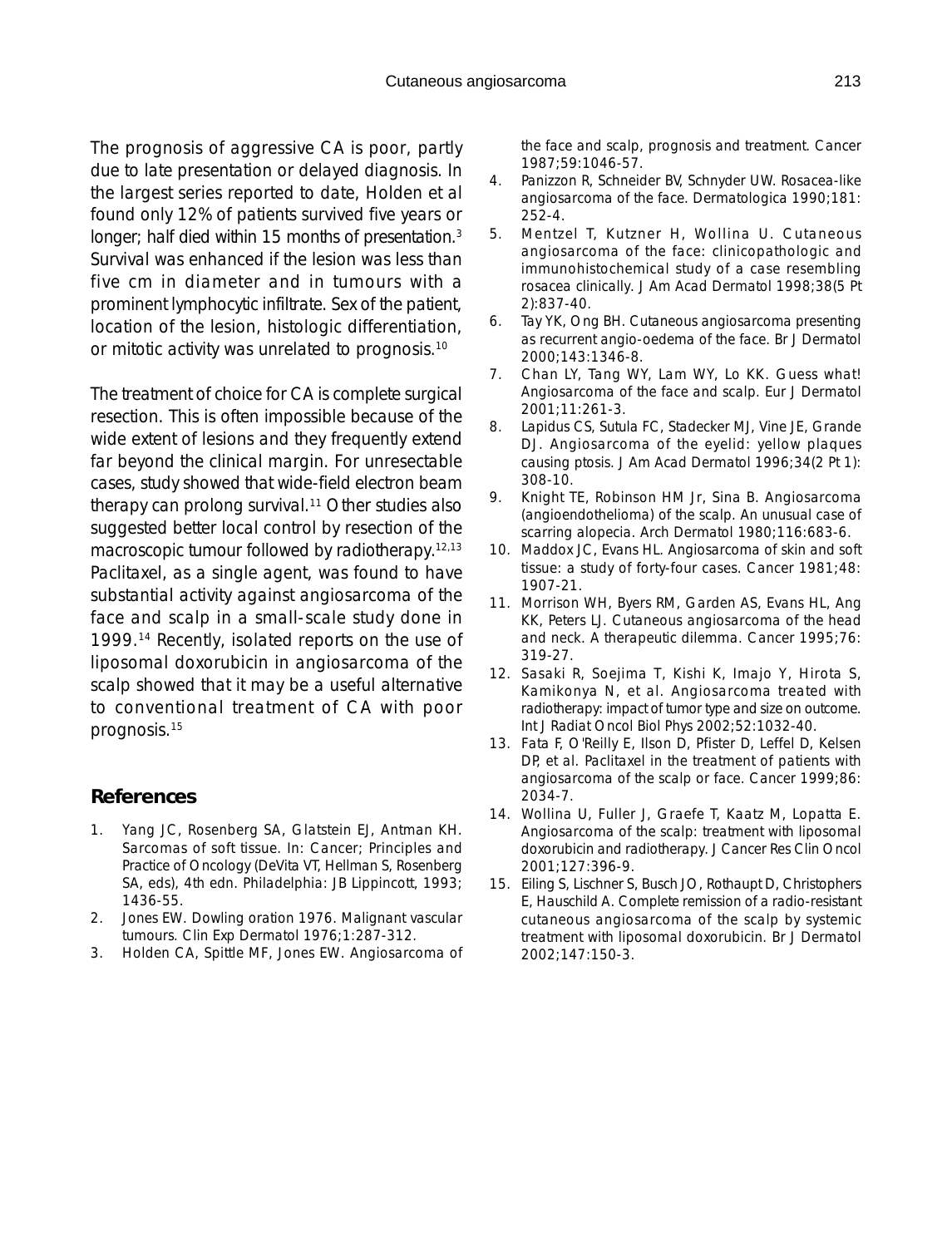The prognosis of aggressive CA is poor, partly due to late presentation or delayed diagnosis. In the largest series reported to date, Holden et al found only 12% of patients survived five years or longer; half died within 15 months of presentation.[3] Survival was enhanced if the lesion was less than five cm in diameter and in tumours with a prominent lymphocytic infiltrate. Sex of the patient, location of the lesion, histologic differentiation, or mitotic activity was unrelated to prognosis.[10]

The treatment of choice for CA is complete surgical resection. This is often impossible because of the wide extent of lesions and they frequently extend far beyond the clinical margin. For unresectable cases, study showed that wide-field electron beam therapy can prolong survival.[11] Other studies also suggested better local control by resection of the macroscopic tumour followed by radiotherapy.[12,13] Paclitaxel, as a single agent, was found to have substantial activity against angiosarcoma of the face and scalp in a small-scale study done in 1999.[14] Recently, isolated reports on the use of liposomal doxorubicin in angiosarcoma of the scalp showed that it may be a useful alternative to conventional treatment of CA with poor prognosis.[15]

## References

1. Yang JC, Rosenberg SA, Glatstein EJ, Antman KH. Sarcomas of soft tissue. In: Cancer; Principles and Practice of Oncology (DeVita VT, Hellman S, Rosenberg SA, eds), 4th edn. Philadelphia: JB Lippincott, 1993; 1436-55.
2. Jones EW. Dowling oration 1976. Malignant vascular tumours. Clin Exp Dermatol 1976;1:287-312.
3. Holden CA, Spittle MF, Jones EW. Angiosarcoma of the face and scalp, prognosis and treatment. Cancer 1987;59:1046-57.
4. Panizzon R, Schneider BV, Schnyder UW. Rosacea-like angiosarcoma of the face. Dermatologica 1990;181: 252-4.
5. Mentzel T, Kutzner H, Wollina U. Cutaneous angiosarcoma of the face: clinicopathologic and immunohistochemical study of a case resembling rosacea clinically. J Am Acad Dermatol 1998;38(5 Pt 2):837-40.
6. Tay YK, Ong BH. Cutaneous angiosarcoma presenting as recurrent angio-oedema of the face. Br J Dermatol 2000;143:1346-8.
7. Chan LY, Tang WY, Lam WY, Lo KK. Guess what! Angiosarcoma of the face and scalp. Eur J Dermatol 2001;11:261-3.
8. Lapidus CS, Sutula FC, Stadecker MJ, Vine JE, Grande DJ. Angiosarcoma of the eyelid: yellow plaques causing ptosis. J Am Acad Dermatol 1996;34(2 Pt 1): 308-10.
9. Knight TE, Robinson HM Jr, Sina B. Angiosarcoma (angioendothelioma) of the scalp. An unusual case of scarring alopecia. Arch Dermatol 1980;116:683-6.
10. Maddox JC, Evans HL. Angiosarcoma of skin and soft tissue: a study of forty-four cases. Cancer 1981;48: 1907-21.
11. Morrison WH, Byers RM, Garden AS, Evans HL, Ang KK, Peters LJ. Cutaneous angiosarcoma of the head and neck. A therapeutic dilemma. Cancer 1995;76: 319-27.
12. Sasaki R, Soejima T, Kishi K, Imajo Y, Hirota S, Kamikonya N, et al. Angiosarcoma treated with radiotherapy: impact of tumor type and size on outcome. Int J Radiat Oncol Biol Phys 2002;52:1032-40.
13. Fata F, O'Reilly E, Ilson D, Pfister D, Leffel D, Kelsen DP, et al. Paclitaxel in the treatment of patients with angiosarcoma of the scalp or face. Cancer 1999;86: 2034-7.
14. Wollina U, Fuller J, Graefe T, Kaatz M, Lopatta E. Angiosarcoma of the scalp: treatment with liposomal doxorubicin and radiotherapy. J Cancer Res Clin Oncol 2001;127:396-9.
15. Eiling S, Lischner S, Busch JO, Rothaupt D, Christophers E, Hauschild A. Complete remission of a radio-resistant cutaneous angiosarcoma of the scalp by systemic treatment with liposomal doxorubicin. Br J Dermatol 2002;147:150-3.